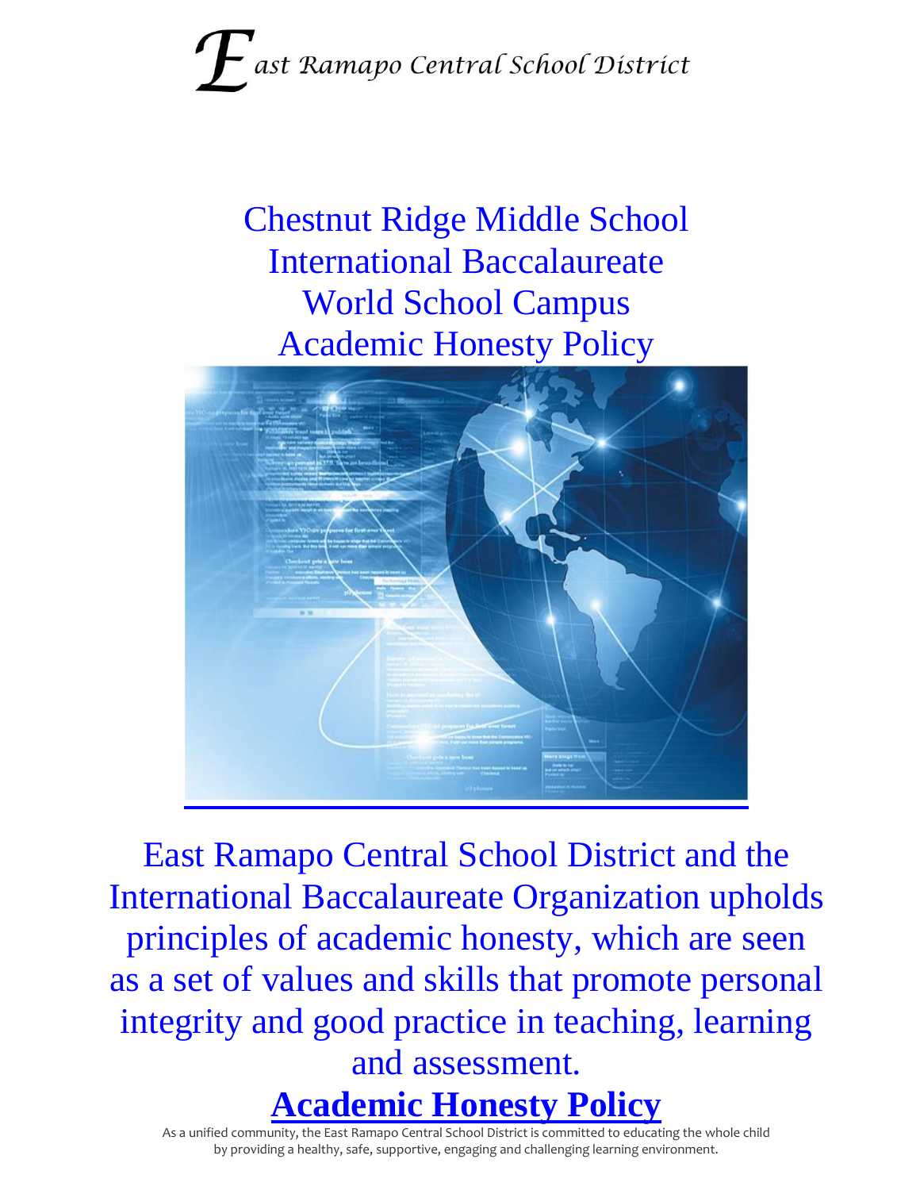# East Ramapo Central School District

## Chestnut Ridge Middle School International Baccalaureate World School Campus Academic Honesty Policy

East Ramapo Central School District and the International Baccalaureate Organization upholds principles of academic honesty, which are seen as a set of values and skills that promote personal integrity and good practice in teaching, learning and assessment.

**Academic Honesty Policy**

As a unified community, the East Ramapo Central School District is committed to educating the whole child by providing a healthy, safe, supportive, engaging and challenging learning environment.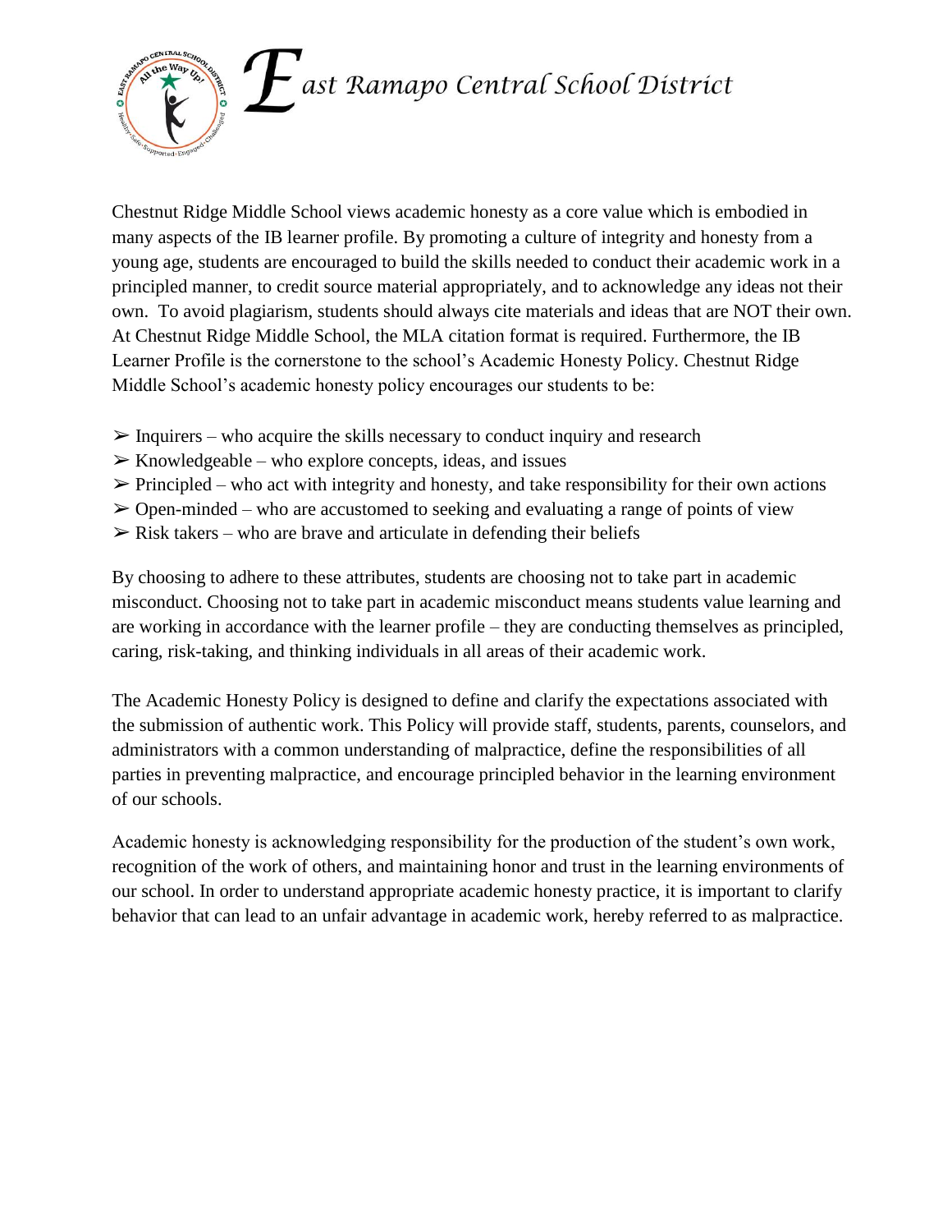Chestnut Ridge Middle School views academic honesty as a core value which is embodied in many aspects of the IB learner profile. By promoting a culture of integrity and honesty from a young age, students are encouraged to build the skills needed to conduct their academic work in a principled manner, to credit source material appropriately, and to acknowledge any ideas not their own. To avoid plagiarism, students should always cite materials and ideas that are NOT their own. At Chestnut Ridge Middle School, the MLA citation format is required. Furthermore, the IB Learner Profile is the cornerstone to the school's Academic Honesty Policy. Chestnut Ridge Middle School's academic honesty policy encourages our students to be:

- Inquirers – who acquire the skills necessary to conduct inquiry and research
- Knowledgeable – who explore concepts, ideas, and issues
- Principled – who act with integrity and honesty, and take responsibility for their own actions
- Open-minded – who are accustomed to seeking and evaluating a range of points of view
- Risk takers – who are brave and articulate in defending their beliefs

By choosing to adhere to these attributes, students are choosing not to take part in academic misconduct. Choosing not to take part in academic misconduct means students value learning and are working in accordance with the learner profile – they are conducting themselves as principled, caring, risk-taking, and thinking individuals in all areas of their academic work.

The Academic Honesty Policy is designed to define and clarify the expectations associated with the submission of authentic work. This Policy will provide staff, students, parents, counselors, and administrators with a common understanding of malpractice, define the responsibilities of all parties in preventing malpractice, and encourage principled behavior in the learning environment of our schools.

Academic honesty is acknowledging responsibility for the production of the student's own work, recognition of the work of others, and maintaining honor and trust in the learning environments of our school. In order to understand appropriate academic honesty practice, it is important to clarify behavior that can lead to an unfair advantage in academic work, hereby referred to as malpractice.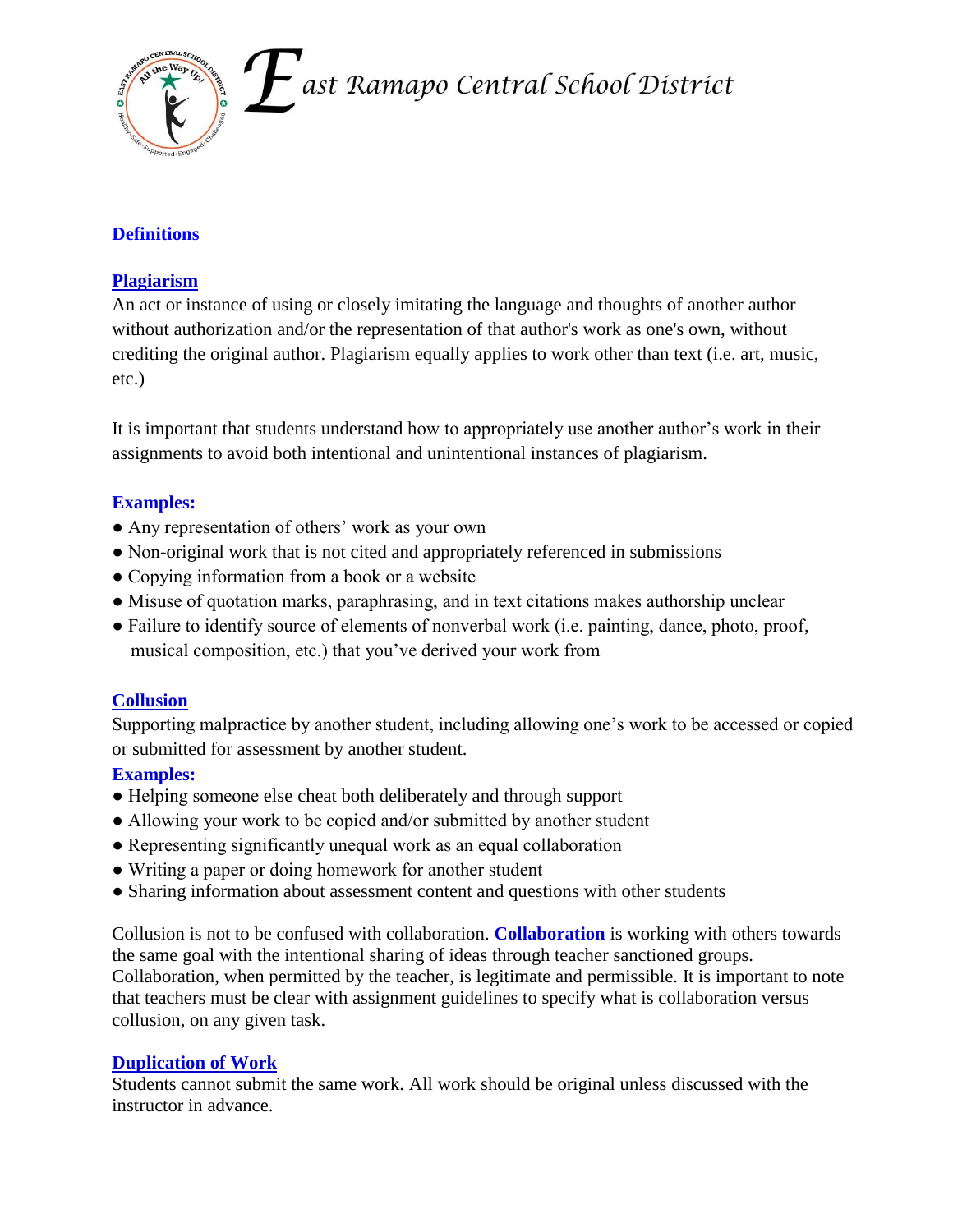## Definitions

### Plagiarism

An act or instance of using or closely imitating the language and thoughts of another author without authorization and/or the representation of that author's work as one's own, without crediting the original author. Plagiarism equally applies to work other than text (i.e. art, music, etc.)

It is important that students understand how to appropriately use another author's work in their assignments to avoid both intentional and unintentional instances of plagiarism.

**Examples:**

- Any representation of others' work as your own
- Non-original work that is not cited and appropriately referenced in submissions
- Copying information from a book or a website
- Misuse of quotation marks, paraphrasing, and in text citations makes authorship unclear
- Failure to identify source of elements of nonverbal work (i.e. painting, dance, photo, proof, musical composition, etc.) that you've derived your work from

### Collusion

Supporting malpractice by another student, including allowing one's work to be accessed or copied or submitted for assessment by another student.

**Examples:**

- Helping someone else cheat both deliberately and through support
- Allowing your work to be copied and/or submitted by another student
- Representing significantly unequal work as an equal collaboration
- Writing a paper or doing homework for another student
- Sharing information about assessment content and questions with other students

Collusion is not to be confused with collaboration. **Collaboration** is working with others towards the same goal with the intentional sharing of ideas through teacher sanctioned groups. Collaboration, when permitted by the teacher, is legitimate and permissible. It is important to note that teachers must be clear with assignment guidelines to specify what is collaboration versus collusion, on any given task.

### Duplication of Work

Students cannot submit the same work. All work should be original unless discussed with the instructor in advance.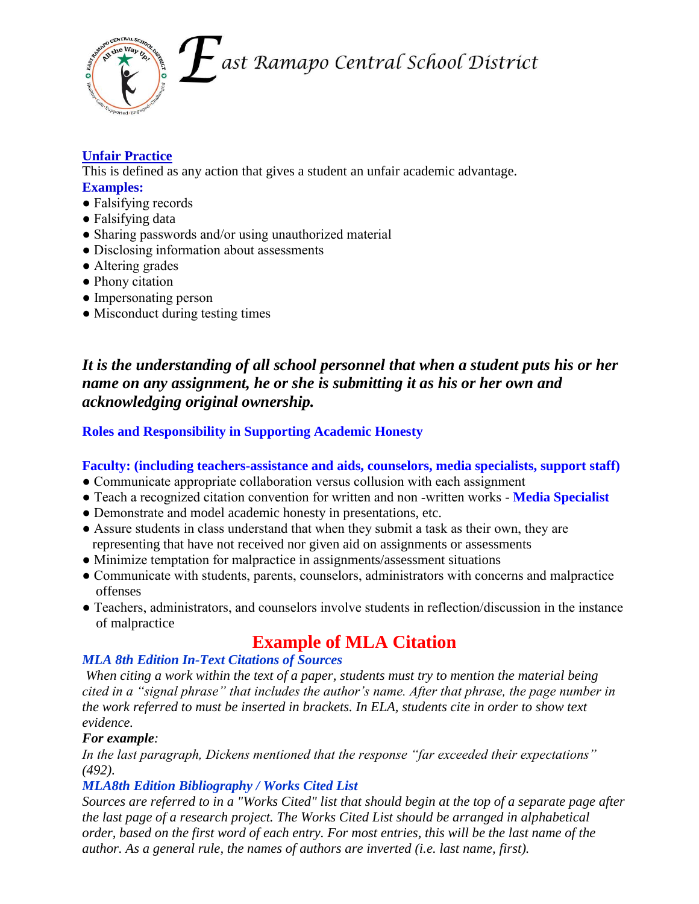## Unfair Practice

This is defined as any action that gives a student an unfair academic advantage.

**Examples:**

- Falsifying records
- Falsifying data
- Sharing passwords and/or using unauthorized material
- Disclosing information about assessments
- Altering grades
- Phony citation
- Impersonating person
- Misconduct during testing times

***It is the understanding of all school personnel that when a student puts his or her name on any assignment, he or she is submitting it as his or her own and acknowledging original ownership.***

**Roles and Responsibility in Supporting Academic Honesty**

**Faculty: (including teachers-assistance and aids, counselors, media specialists, support staff)**

- Communicate appropriate collaboration versus collusion with each assignment
- Teach a recognized citation convention for written and non -written works - **Media Specialist**
- Demonstrate and model academic honesty in presentations, etc.
- Assure students in class understand that when they submit a task as their own, they are representing that have not received nor given aid on assignments or assessments
- Minimize temptation for malpractice in assignments/assessment situations
- Communicate with students, parents, counselors, administrators with concerns and malpractice offenses
- Teachers, administrators, and counselors involve students in reflection/discussion in the instance of malpractice

## Example of MLA Citation

***MLA 8th Edition In-Text Citations of Sources***

*When citing a work within the text of a paper, students must try to mention the material being cited in a "signal phrase" that includes the author's name. After that phrase, the page number in the work referred to must be inserted in brackets. In ELA, students cite in order to show text evidence.*

***For example:***

*In the last paragraph, Dickens mentioned that the response "far exceeded their expectations" (492).*

***MLA8th Edition Bibliography / Works Cited List***

*Sources are referred to in a "Works Cited" list that should begin at the top of a separate page after the last page of a research project. The Works Cited List should be arranged in alphabetical order, based on the first word of each entry. For most entries, this will be the last name of the author. As a general rule, the names of authors are inverted (i.e. last name, first).*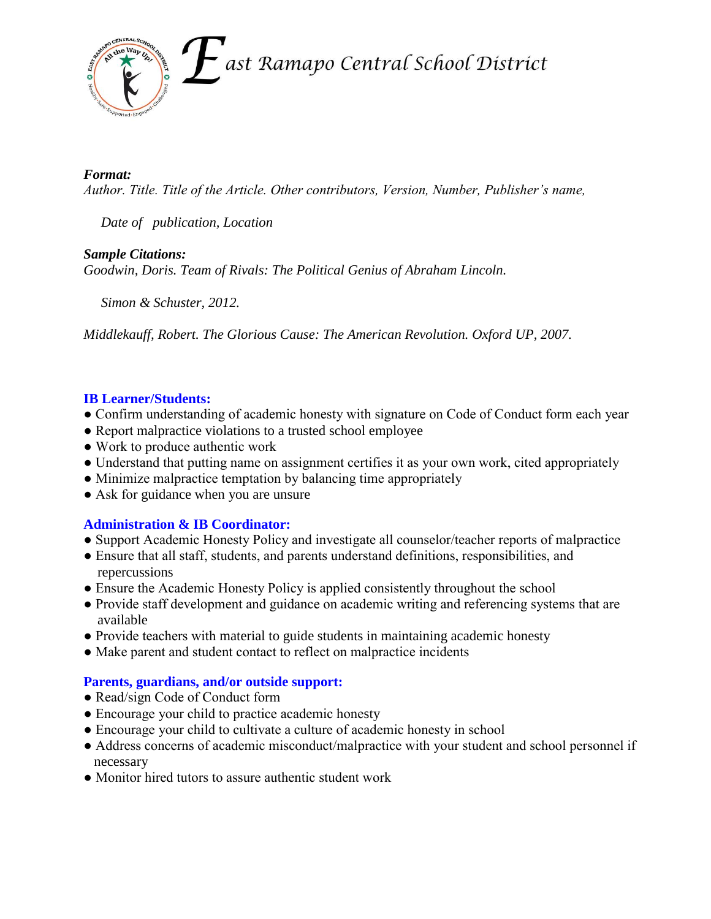*East Ramapo Central School District*

***Format:***

*Author. Title. Title of the Article. Other contributors, Version, Number, Publisher's name,*

*Date of publication, Location*

***Sample Citations:***

*Goodwin, Doris. Team of Rivals: The Political Genius of Abraham Lincoln.*

*Simon & Schuster, 2012.*

*Middlekauff, Robert. The Glorious Cause: The American Revolution. Oxford UP, 2007.*

**IB Learner/Students:**

- Confirm understanding of academic honesty with signature on Code of Conduct form each year
- Report malpractice violations to a trusted school employee
- Work to produce authentic work
- Understand that putting name on assignment certifies it as your own work, cited appropriately
- Minimize malpractice temptation by balancing time appropriately
- Ask for guidance when you are unsure

**Administration & IB Coordinator:**

- Support Academic Honesty Policy and investigate all counselor/teacher reports of malpractice
- Ensure that all staff, students, and parents understand definitions, responsibilities, and repercussions
- Ensure the Academic Honesty Policy is applied consistently throughout the school
- Provide staff development and guidance on academic writing and referencing systems that are available
- Provide teachers with material to guide students in maintaining academic honesty
- Make parent and student contact to reflect on malpractice incidents

**Parents, guardians, and/or outside support:**

- Read/sign Code of Conduct form
- Encourage your child to practice academic honesty
- Encourage your child to cultivate a culture of academic honesty in school
- Address concerns of academic misconduct/malpractice with your student and school personnel if necessary
- Monitor hired tutors to assure authentic student work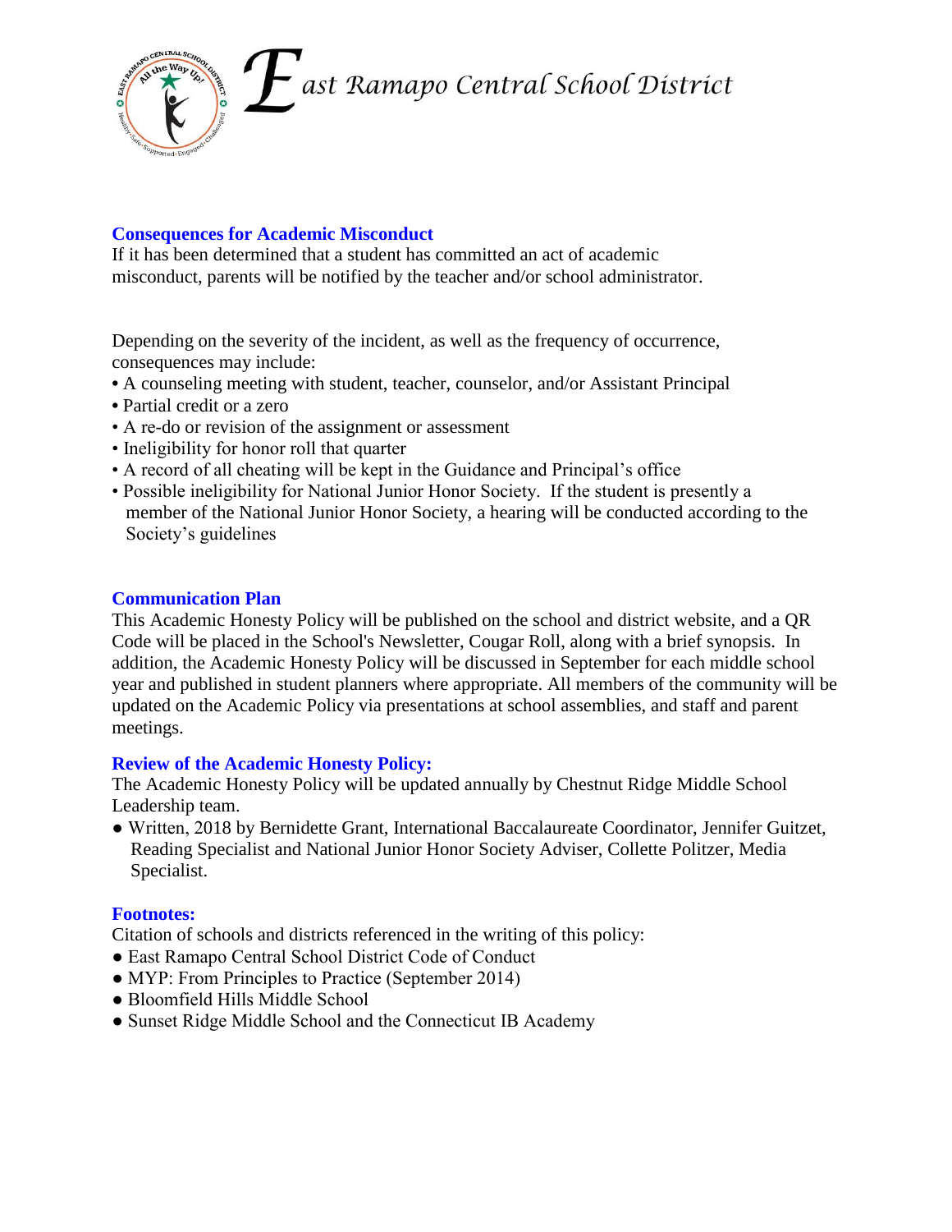## Consequences for Academic Misconduct

If it has been determined that a student has committed an act of academic misconduct, parents will be notified by the teacher and/or school administrator.

Depending on the severity of the incident, as well as the frequency of occurrence, consequences may include:

- A counseling meeting with student, teacher, counselor, and/or Assistant Principal
- Partial credit or a zero
- A re-do or revision of the assignment or assessment
- Ineligibility for honor roll that quarter
- A record of all cheating will be kept in the Guidance and Principal's office
- Possible ineligibility for National Junior Honor Society. If the student is presently a member of the National Junior Honor Society, a hearing will be conducted according to the Society's guidelines

## Communication Plan

This Academic Honesty Policy will be published on the school and district website, and a QR Code will be placed in the School's Newsletter, Cougar Roll, along with a brief synopsis. In addition, the Academic Honesty Policy will be discussed in September for each middle school year and published in student planners where appropriate. All members of the community will be updated on the Academic Policy via presentations at school assemblies, and staff and parent meetings.

## Review of the Academic Honesty Policy:

The Academic Honesty Policy will be updated annually by Chestnut Ridge Middle School Leadership team.

- Written, 2018 by Bernidette Grant, International Baccalaureate Coordinator, Jennifer Guitzet, Reading Specialist and National Junior Honor Society Adviser, Collette Politzer, Media Specialist.

## Footnotes:

Citation of schools and districts referenced in the writing of this policy:

- East Ramapo Central School District Code of Conduct
- MYP: From Principles to Practice (September 2014)
- Bloomfield Hills Middle School
- Sunset Ridge Middle School and the Connecticut IB Academy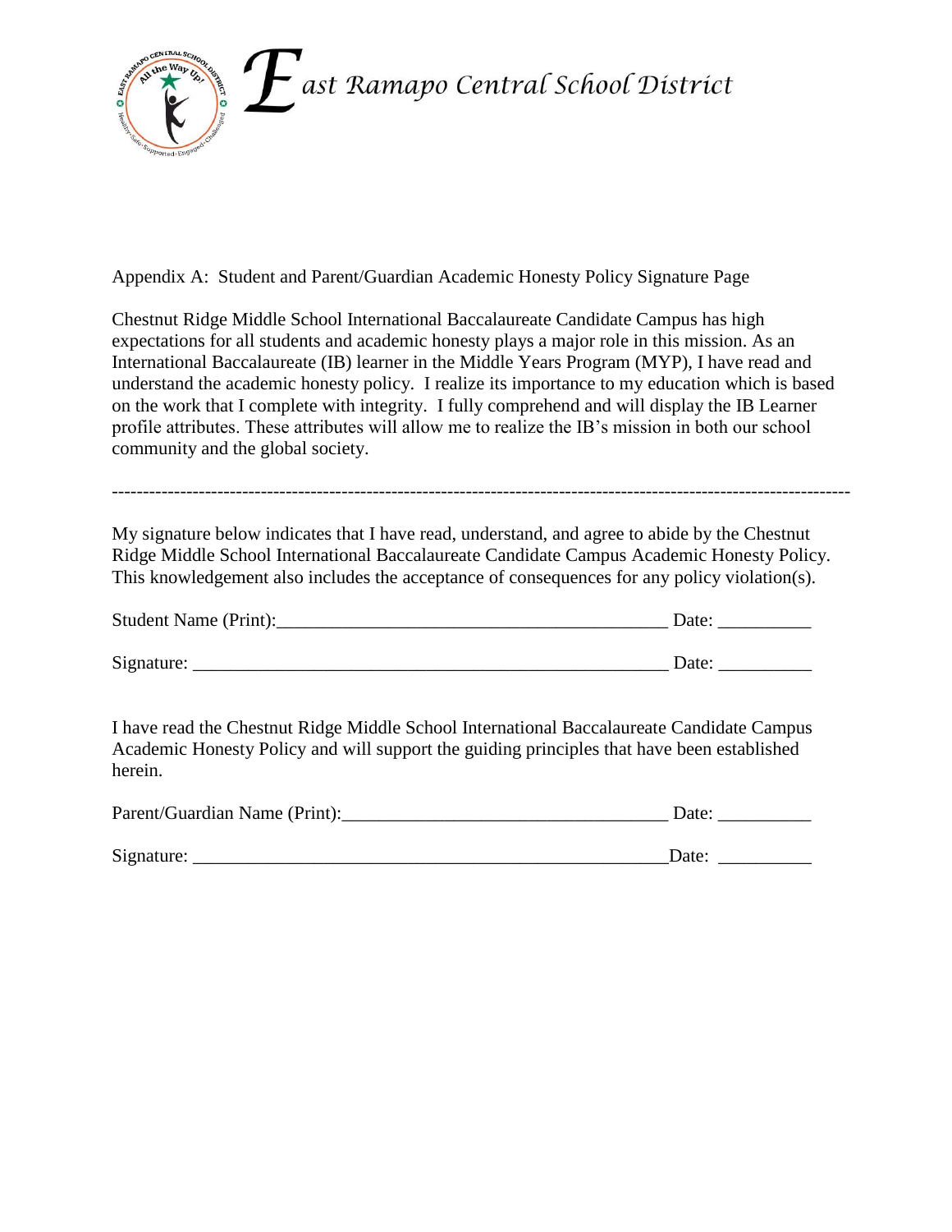East Ramapo Central School District

Appendix A: Student and Parent/Guardian Academic Honesty Policy Signature Page

Chestnut Ridge Middle School International Baccalaureate Candidate Campus has high expectations for all students and academic honesty plays a major role in this mission. As an International Baccalaureate (IB) learner in the Middle Years Program (MYP), I have read and understand the academic honesty policy. I realize its importance to my education which is based on the work that I complete with integrity. I fully comprehend and will display the IB Learner profile attributes. These attributes will allow me to realize the IB's mission in both our school community and the global society.

---

My signature below indicates that I have read, understand, and agree to abide by the Chestnut Ridge Middle School International Baccalaureate Candidate Campus Academic Honesty Policy. This knowledgement also includes the acceptance of consequences for any policy violation(s).

Student Name (Print):_____________________________________________ Date: __________

Signature: _____________________________________________________ Date: __________

I have read the Chestnut Ridge Middle School International Baccalaureate Candidate Campus Academic Honesty Policy and will support the guiding principles that have been established herein.

Parent/Guardian Name (Print):____________________________________ Date: __________

Signature: _____________________________________________________Date: __________